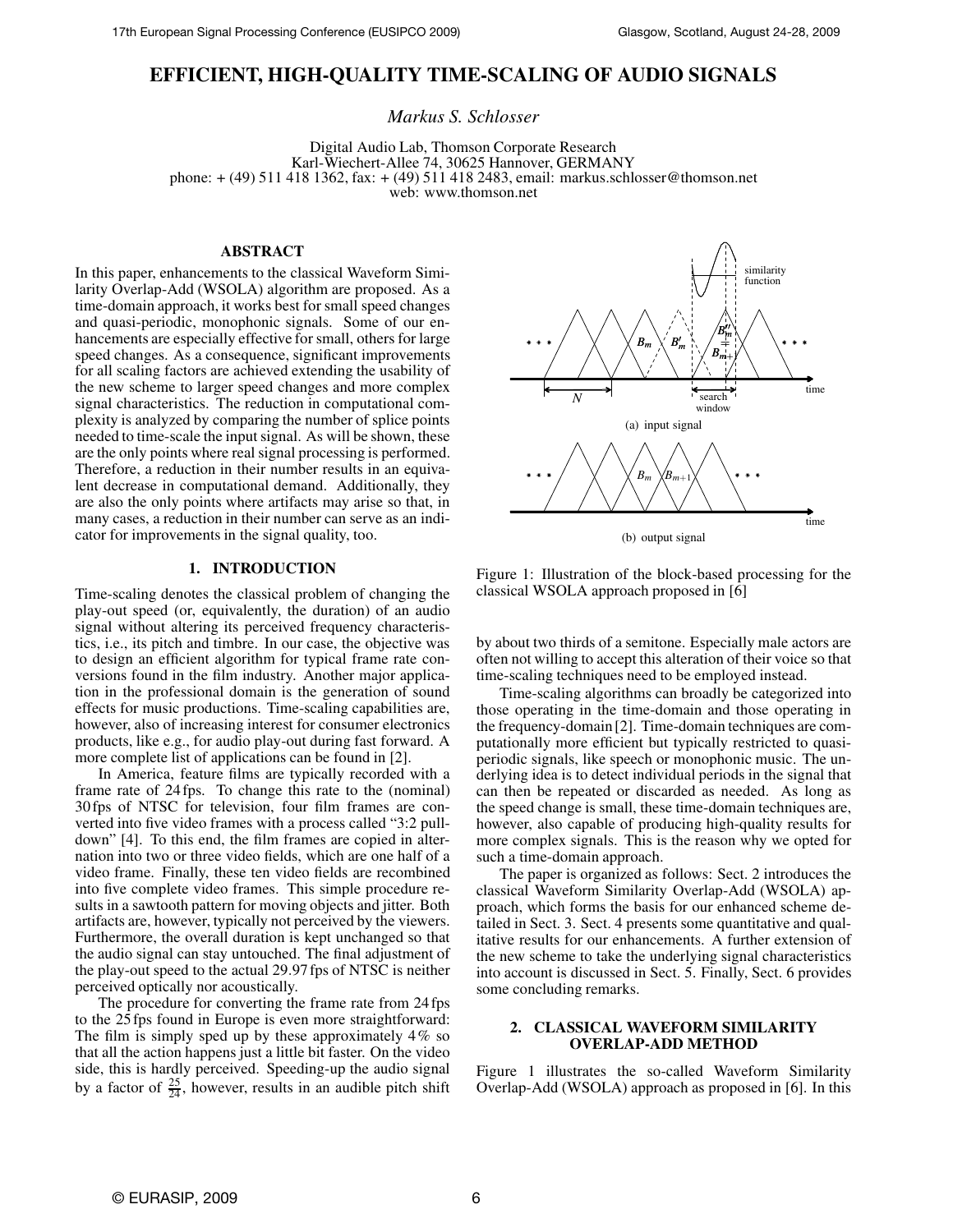# EFFICIENT, HIGH-QUALITY TIME-SCALING OF AUDIO SIGNALS

*Markus S. Schlosser*

Digital Audio Lab, Thomson Corporate Research
Karl-Wiechert-Allee 74, 30625 Hannover, GERMANY
phone: + (49) 511 418 1362, fax: + (49) 511 418 2483, email: markus.schlosser@thomson.net
web: www.thomson.net

## ABSTRACT

In this paper, enhancements to the classical Waveform Similarity Overlap-Add (WSOLA) algorithm are proposed. As a time-domain approach, it works best for small speed changes and quasi-periodic, monophonic signals. Some of our enhancements are especially effective for small, others for large speed changes. As a consequence, significant improvements for all scaling factors are achieved extending the usability of the new scheme to larger speed changes and more complex signal characteristics. The reduction in computational complexity is analyzed by comparing the number of splice points needed to time-scale the input signal. As will be shown, these are the only points where real signal processing is performed. Therefore, a reduction in their number results in an equivalent decrease in computational demand. Additionally, they are also the only points where artifacts may arise so that, in many cases, a reduction in their number can serve as an indicator for improvements in the signal quality, too.

## 1. INTRODUCTION

Time-scaling denotes the classical problem of changing the play-out speed (or, equivalently, the duration) of an audio signal without altering its perceived frequency characteristics, i.e., its pitch and timbre. In our case, the objective was to design an efficient algorithm for typical frame rate conversions found in the film industry. Another major application in the professional domain is the generation of sound effects for music productions. Time-scaling capabilities are, however, also of increasing interest for consumer electronics products, like e.g., for audio play-out during fast forward. A more complete list of applications can be found in [2].

In America, feature films are typically recorded with a frame rate of 24 fps. To change this rate to the (nominal) 30 fps of NTSC for television, four film frames are converted into five video frames with a process called "3:2 pulldown" [4]. To this end, the film frames are copied in alternation into two or three video fields, which are one half of a video frame. Finally, these ten video fields are recombined into five complete video frames. This simple procedure results in a sawtooth pattern for moving objects and jitter. Both artifacts are, however, typically not perceived by the viewers. Furthermore, the overall duration is kept unchanged so that the audio signal can stay untouched. The final adjustment of the play-out speed to the actual 29.97 fps of NTSC is neither perceived optically nor acoustically.

The procedure for converting the frame rate from 24 fps to the 25 fps found in Europe is even more straightforward: The film is simply sped up by these approximately 4% so that all the action happens just a little bit faster. On the video side, this is hardly perceived. Speeding-up the audio signal by a factor of $\frac{25}{24}$, however, results in an audible pitch shift by about two thirds of a semitone. Especially male actors are often not willing to accept this alteration of their voice so that time-scaling techniques need to be employed instead.

Time-scaling algorithms can broadly be categorized into those operating in the time-domain and those operating in the frequency-domain [2]. Time-domain techniques are computationally more efficient but typically restricted to quasi-periodic signals, like speech or monophonic music. The underlying idea is to detect individual periods in the signal that can then be repeated or discarded as needed. As long as the speed change is small, these time-domain techniques are, however, also capable of producing high-quality results for more complex signals. This is the reason why we opted for such a time-domain approach.

The paper is organized as follows: Sect. 2 introduces the classical Waveform Similarity Overlap-Add (WSOLA) approach, which forms the basis for our enhanced scheme detailed in Sect. 3. Sect. 4 presents some quantitative and qualitative results for our enhancements. A further extension of the new scheme to take the underlying signal characteristics into account is discussed in Sect. 5. Finally, Sect. 6 provides some concluding remarks.

Figure 1: Illustration of the block-based processing for the classical WSOLA approach proposed in [6]

## 2. CLASSICAL WAVEFORM SIMILARITY OVERLAP-ADD METHOD

Figure 1 illustrates the so-called Waveform Similarity Overlap-Add (WSOLA) approach as proposed in [6]. In this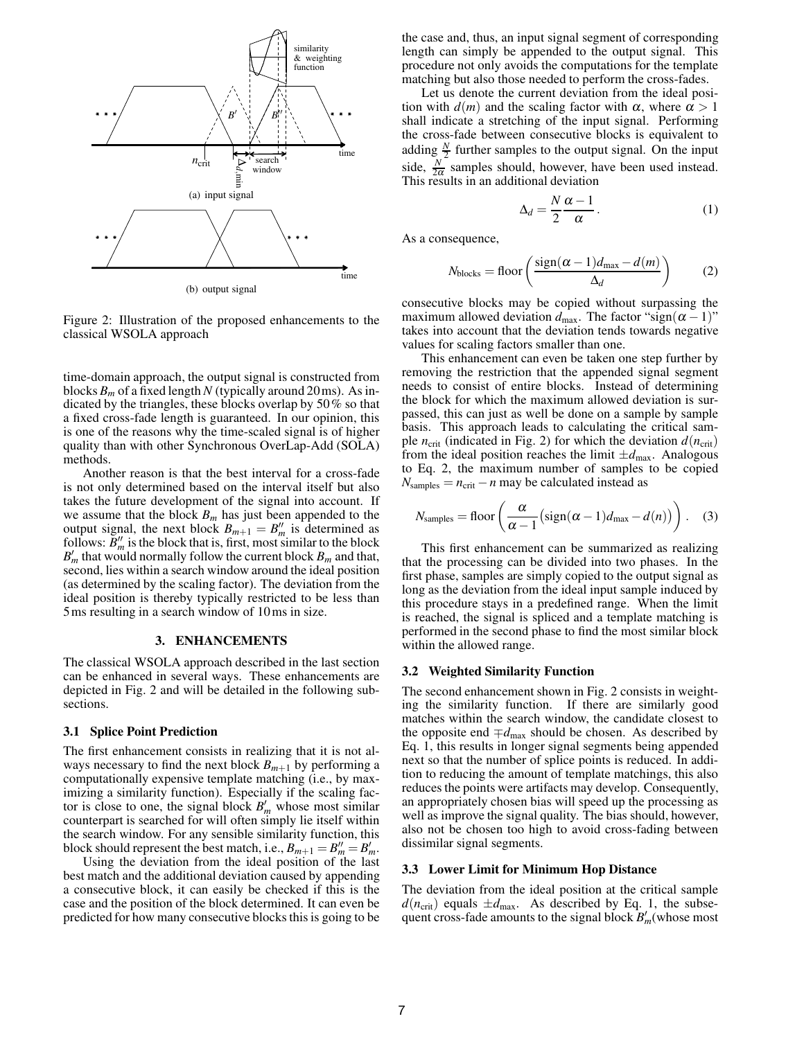Figure 2: Illustration of the proposed enhancements to the classical WSOLA approach

time-domain approach, the output signal is constructed from blocks $B_m$ of a fixed length $N$ (typically around 20 ms). As indicated by the triangles, these blocks overlap by 50 % so that a fixed cross-fade length is guaranteed. In our opinion, this is one of the reasons why the time-scaled signal is of higher quality than with other Synchronous OverLap-Add (SOLA) methods.

Another reason is that the best interval for a cross-fade is not only determined based on the interval itself but also takes the future development of the signal into account. If we assume that the block $B_m$ has just been appended to the output signal, the next block $B_{m+1} = B''_m$ is determined as follows: $B''_m$ is the block that is, first, most similar to the block $B'_m$ that would normally follow the current block $B_m$ and that, second, lies within a search window around the ideal position (as determined by the scaling factor). The deviation from the ideal position is thereby typically restricted to be less than 5 ms resulting in a search window of 10 ms in size.

## 3. ENHANCEMENTS

The classical WSOLA approach described in the last section can be enhanced in several ways. These enhancements are depicted in Fig. 2 and will be detailed in the following subsections.

### 3.1 Splice Point Prediction

The first enhancement consists in realizing that it is not always necessary to find the next block $B_{m+1}$ by performing a computationally expensive template matching (i.e., by maximizing a similarity function). Especially if the scaling factor is close to one, the signal block $B'_m$ whose most similar counterpart is searched for will often simply lie itself within the search window. For any sensible similarity function, this block should represent the best match, i.e., $B_{m+1} = B''_m = B'_m$.

Using the deviation from the ideal position of the last best match and the additional deviation caused by appending a consecutive block, it can easily be checked if this is the case and the position of the block determined. It can even be predicted for how many consecutive blocks this is going to be the case and, thus, an input signal segment of corresponding length can simply be appended to the output signal. This procedure not only avoids the computations for the template matching but also those needed to perform the cross-fades.

Let us denote the current deviation from the ideal position with $d(m)$ and the scaling factor with $\alpha$, where $\alpha > 1$ shall indicate a stretching of the input signal. Performing the cross-fade between consecutive blocks is equivalent to adding $\frac{N}{2}$ further samples to the output signal. On the input side, $\frac{N}{2\alpha}$ samples should, however, have been used instead. This results in an additional deviation

$$\Delta_d = \frac{N}{2}\frac{\alpha - 1}{\alpha}. \quad (1)$$

As a consequence,

$$N_{\text{blocks}} = \text{floor}\left(\frac{\text{sign}(\alpha - 1)d_{\max} - d(m)}{\Delta_d}\right) \quad (2)$$

consecutive blocks may be copied without surpassing the maximum allowed deviation $d_{\max}$. The factor "$\text{sign}(\alpha - 1)$" takes into account that the deviation tends towards negative values for scaling factors smaller than one.

This enhancement can even be taken one step further by removing the restriction that the appended signal segment needs to consist of entire blocks. Instead of determining the block for which the maximum allowed deviation is surpassed, this can just as well be done on a sample by sample basis. This approach leads to calculating the critical sample $n_{\text{crit}}$ (indicated in Fig. 2) for which the deviation $d(n_{\text{crit}})$ from the ideal position reaches the limit $\pm d_{\max}$. Analogous to Eq. 2, the maximum number of samples to be copied $N_{\text{samples}} = n_{\text{crit}} - n$ may be calculated instead as

$$N_{\text{samples}} = \text{floor}\left(\frac{\alpha}{\alpha - 1}\big(\text{sign}(\alpha - 1)d_{\max} - d(n)\big)\right). \quad (3)$$

This first enhancement can be summarized as realizing that the processing can be divided into two phases. In the first phase, samples are simply copied to the output signal as long as the deviation from the ideal input sample induced by this procedure stays in a predefined range. When the limit is reached, the signal is spliced and a template matching is performed in the second phase to find the most similar block within the allowed range.

### 3.2 Weighted Similarity Function

The second enhancement shown in Fig. 2 consists in weighting the similarity function. If there are similarly good matches within the search window, the candidate closest to the opposite end $\mp d_{\max}$ should be chosen. As described by Eq. 1, this results in longer signal segments being appended next so that the number of splice points is reduced. In addition to reducing the amount of template matchings, this also reduces the points were artifacts may develop. Consequently, an appropriately chosen bias will speed up the processing as well as improve the signal quality. The bias should, however, also not be chosen too high to avoid cross-fading between dissimilar signal segments.

### 3.3 Lower Limit for Minimum Hop Distance

The deviation from the ideal position at the critical sample $d(n_{\text{crit}})$ equals $\pm d_{\max}$. As described by Eq. 1, the subsequent cross-fade amounts to the signal block $B'_m$(whose most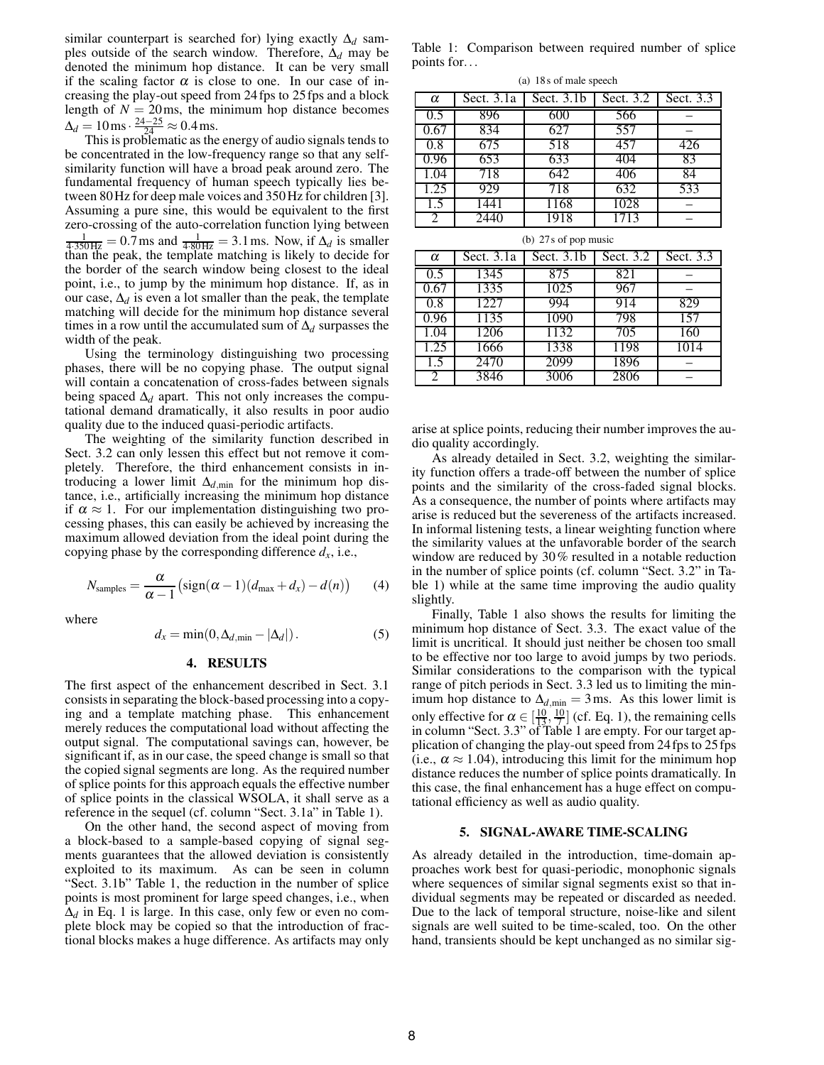similar counterpart is searched for) lying exactly $\Delta_d$ samples outside of the search window. Therefore, $\Delta_d$ may be denoted the minimum hop distance. It can be very small if the scaling factor $\alpha$ is close to one. In our case of increasing the play-out speed from 24 fps to 25 fps and a block length of $N = 20$ms, the minimum hop distance becomes $\Delta_d = 10\,\text{ms} \cdot \frac{24-25}{24} \approx 0.4\,\text{ms}$.

This is problematic as the energy of audio signals tends to be concentrated in the low-frequency range so that any self-similarity function will have a broad peak around zero. The fundamental frequency of human speech typically lies between 80 Hz for deep male voices and 350 Hz for children [3]. Assuming a pure sine, this would be equivalent to the first zero-crossing of the auto-correlation function lying between $\frac{1}{4 \cdot 350\,\text{Hz}} = 0.7\,\text{ms}$ and $\frac{1}{4 \cdot 80\,\text{Hz}} = 3.1\,\text{ms}$. Now, if $\Delta_d$ is smaller than the peak, the template matching is likely to decide for the border of the search window being closest to the ideal point, i.e., to jump by the minimum hop distance. If, as in our case, $\Delta_d$ is even a lot smaller than the peak, the template matching will decide for the minimum hop distance several times in a row until the accumulated sum of $\Delta_d$ surpasses the width of the peak.

Using the terminology distinguishing two processing phases, there will be no copying phase. The output signal will contain a concatenation of cross-fades between signals being spaced $\Delta_d$ apart. This not only increases the computational demand dramatically, it also results in poor audio quality due to the induced quasi-periodic artifacts.

The weighting of the similarity function described in Sect. 3.2 can only lessen this effect but not remove it completely. Therefore, the third enhancement consists in introducing a lower limit $\Delta_{d,\min}$ for the minimum hop distance, i.e., artificially increasing the minimum hop distance if $\alpha \approx 1$. For our implementation distinguishing two processing phases, this can easily be achieved by increasing the maximum allowed deviation from the ideal point during the copying phase by the corresponding difference $d_x$, i.e.,

$$N_{\text{samples}} = \frac{\alpha}{\alpha - 1}\big(\text{sign}(\alpha - 1)(d_{\max} + d_x) - d(n)\big) \qquad (4)$$

where

$$d_x = \min(0, \Delta_{d,\min} - |\Delta_d|)\,. \qquad (5)$$

## 4. RESULTS

The first aspect of the enhancement described in Sect. 3.1 consists in separating the block-based processing into a copying and a template matching phase. This enhancement merely reduces the computational load without affecting the output signal. The computational savings can, however, be significant if, as in our case, the speed change is small so that the copied signal segments are long. As the required number of splice points for this approach equals the effective number of splice points in the classical WSOLA, it shall serve as a reference in the sequel (cf. column "Sect. 3.1a" in Table 1).

On the other hand, the second aspect of moving from a block-based to a sample-based copying of signal segments guarantees that the allowed deviation is consistently exploited to its maximum. As can be seen in column "Sect. 3.1b" Table 1, the reduction in the number of splice points is most prominent for large speed changes, i.e., when $\Delta_d$ in Eq. 1 is large. In this case, only few or even no complete block may be copied so that the introduction of fractional blocks makes a huge difference. As artifacts may only arise at splice points, reducing their number improves the audio quality accordingly.

Table 1: Comparison between required number of splice points for...

(a) 18 s of male speech

| $\alpha$ | Sect. 3.1a | Sect. 3.1b | Sect. 3.2 | Sect. 3.3 |
|---|---|---|---|---|
| 0.5 | 896 | 600 | 566 | – |
| 0.67 | 834 | 627 | 557 | – |
| 0.8 | 675 | 518 | 457 | 426 |
| 0.96 | 653 | 633 | 404 | 83 |
| 1.04 | 718 | 642 | 406 | 84 |
| 1.25 | 929 | 718 | 632 | 533 |
| 1.5 | 1441 | 1168 | 1028 | – |
| 2 | 2440 | 1918 | 1713 | – |

(b) 27 s of pop music

| $\alpha$ | Sect. 3.1a | Sect. 3.1b | Sect. 3.2 | Sect. 3.3 |
|---|---|---|---|---|
| 0.5 | 1345 | 875 | 821 | – |
| 0.67 | 1335 | 1025 | 967 | – |
| 0.8 | 1227 | 994 | 914 | 829 |
| 0.96 | 1135 | 1090 | 798 | 157 |
| 1.04 | 1206 | 1132 | 705 | 160 |
| 1.25 | 1666 | 1338 | 1198 | 1014 |
| 1.5 | 2470 | 2099 | 1896 | – |
| 2 | 3846 | 3006 | 2806 | – |

As already detailed in Sect. 3.2, weighting the similarity function offers a trade-off between the number of splice points and the similarity of the cross-faded signal blocks. As a consequence, the number of points where artifacts may arise is reduced but the severeness of the artifacts increased. In informal listening tests, a linear weighting function where the similarity values at the unfavorable border of the search window are reduced by 30 % resulted in a notable reduction in the number of splice points (cf. column "Sect. 3.2" in Table 1) while at the same time improving the audio quality slightly.

Finally, Table 1 also shows the results for limiting the minimum hop distance of Sect. 3.3. The exact value of the limit is uncritical. It should just neither be chosen too small to be effective nor too large to avoid jumps by two periods. Similar considerations to the comparison with the typical range of pitch periods in Sect. 3.3 led us to limiting the minimum hop distance to $\Delta_{d,\min} = 3$ms. As this lower limit is only effective for $\alpha \in [\frac{10}{13}, \frac{10}{7}]$ (cf. Eq. 1), the remaining cells in column "Sect. 3.3" of Table 1 are empty. For our target application of changing the play-out speed from 24 fps to 25 fps (i.e., $\alpha \approx 1.04$), introducing this limit for the minimum hop distance reduces the number of splice points dramatically. In this case, the final enhancement has a huge effect on computational efficiency as well as audio quality.

## 5. SIGNAL-AWARE TIME-SCALING

As already detailed in the introduction, time-domain approaches work best for quasi-periodic, monophonic signals where sequences of similar signal segments exist so that individual segments may be repeated or discarded as needed. Due to the lack of temporal structure, noise-like and silent signals are well suited to be time-scaled, too. On the other hand, transients should be kept unchanged as no similar sig-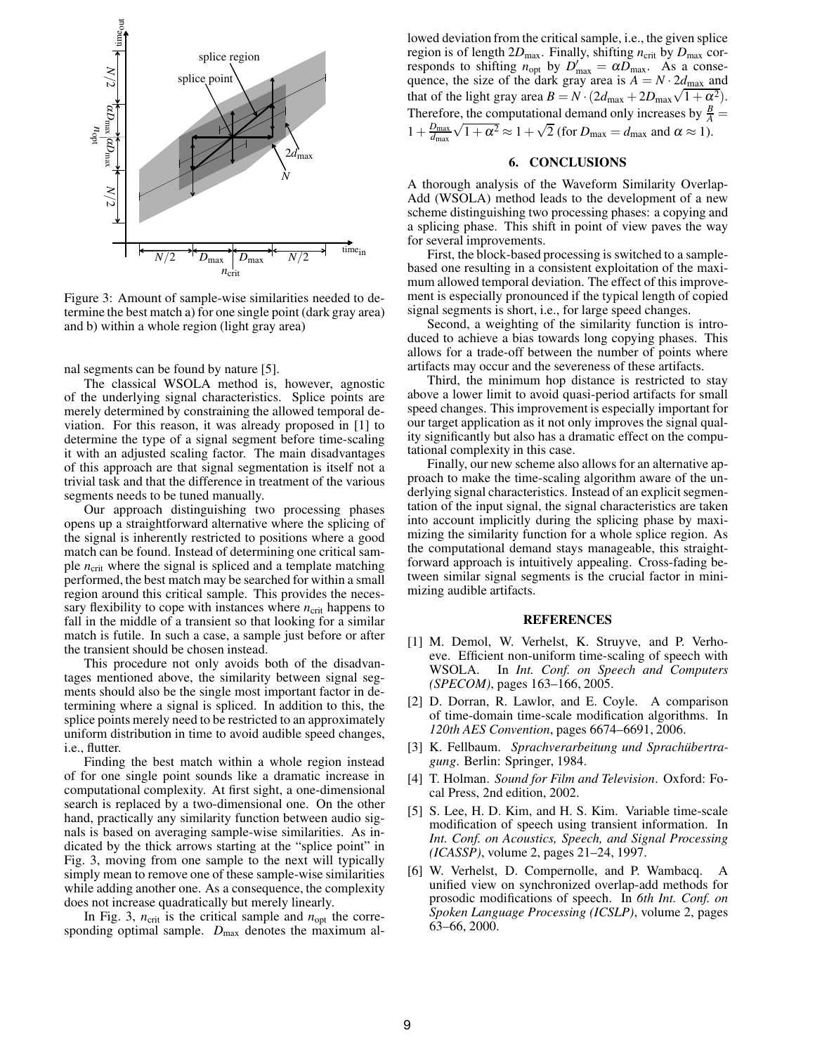splice region

splice point

$\text{time}_{\text{out}}$

$N/2$

$\alpha D_{\max}$

$\alpha D_{\max}$

$n_{\text{opt}}$

$N/2$

$2d_{\max}$

$N$

$N/2$ $D_{\max}$ $D_{\max}$ $N/2$

$n_{\text{crit}}$

$\text{time}_{\text{in}}$

Figure 3: Amount of sample-wise similarities needed to determine the best match a) for one single point (dark gray area) and b) within a whole region (light gray area)

nal segments can be found by nature [5].

The classical WSOLA method is, however, agnostic of the underlying signal characteristics. Splice points are merely determined by constraining the allowed temporal deviation. For this reason, it was already proposed in [1] to determine the type of a signal segment before time-scaling it with an adjusted scaling factor. The main disadvantages of this approach are that signal segmentation is itself not a trivial task and that the difference in treatment of the various segments needs to be tuned manually.

Our approach distinguishing two processing phases opens up a straightforward alternative where the splicing of the signal is inherently restricted to positions where a good match can be found. Instead of determining one critical sample $n_{\text{crit}}$ where the signal is spliced and a template matching performed, the best match may be searched for within a small region around this critical sample. This provides the necessary flexibility to cope with instances where $n_{\text{crit}}$ happens to fall in the middle of a transient so that looking for a similar match is futile. In such a case, a sample just before or after the transient should be chosen instead.

This procedure not only avoids both of the disadvantages mentioned above, the similarity between signal segments should also be the single most important factor in determining where a signal is spliced. In addition to this, the splice points merely need to be restricted to an approximately uniform distribution in time to avoid audible speed changes, i.e., flutter.

Finding the best match within a whole region instead of for one single point sounds like a dramatic increase in computational complexity. At first sight, a one-dimensional search is replaced by a two-dimensional one. On the other hand, practically any similarity function between audio signals is based on averaging sample-wise similarities. As indicated by the thick arrows starting at the "splice point" in Fig. 3, moving from one sample to the next will typically simply mean to remove one of these sample-wise similarities while adding another one. As a consequence, the complexity does not increase quadratically but merely linearly.

In Fig. 3, $n_{\text{crit}}$ is the critical sample and $n_{\text{opt}}$ the corresponding optimal sample. $D_{\max}$ denotes the maximum allowed deviation from the critical sample, i.e., the given splice region is of length $2D_{\max}$. Finally, shifting $n_{\text{crit}}$ by $D_{\max}$ corresponds to shifting $n_{\text{opt}}$ by $D'_{\max} = \alpha D_{\max}$. As a consequence, the size of the dark gray area is $A = N \cdot 2d_{\max}$ and that of the light gray area $B = N \cdot (2d_{\max} + 2D_{\max}\sqrt{1+\alpha^2})$. Therefore, the computational demand only increases by $\frac{B}{A} = 1 + \frac{D_{\max}}{d_{\max}}\sqrt{1+\alpha^2} \approx 1 + \sqrt{2}$ (for $D_{\max} = d_{\max}$ and $\alpha \approx 1$).

## 6. CONCLUSIONS

A thorough analysis of the Waveform Similarity Overlap-Add (WSOLA) method leads to the development of a new scheme distinguishing two processing phases: a copying and a splicing phase. This shift in point of view paves the way for several improvements.

First, the block-based processing is switched to a sample-based one resulting in a consistent exploitation of the maximum allowed temporal deviation. The effect of this improvement is especially pronounced if the typical length of copied signal segments is short, i.e., for large speed changes.

Second, a weighting of the similarity function is introduced to achieve a bias towards long copying phases. This allows for a trade-off between the number of points where artifacts may occur and the severeness of these artifacts.

Third, the minimum hop distance is restricted to stay above a lower limit to avoid quasi-period artifacts for small speed changes. This improvement is especially important for our target application as it not only improves the signal quality significantly but also has a dramatic effect on the computational complexity in this case.

Finally, our new scheme also allows for an alternative approach to make the time-scaling algorithm aware of the underlying signal characteristics. Instead of an explicit segmentation of the input signal, the signal characteristics are taken into account implicitly during the splicing phase by maximizing the similarity function for a whole splice region. As the computational demand stays manageable, this straightforward approach is intuitively appealing. Cross-fading between similar signal segments is the crucial factor in minimizing audible artifacts.

## REFERENCES

[1] M. Demol, W. Verhelst, K. Struyve, and P. Verhoeve. Efficient non-uniform time-scaling of speech with WSOLA. In *Int. Conf. on Speech and Computers (SPECOM)*, pages 163–166, 2005.

[2] D. Dorran, R. Lawlor, and E. Coyle. A comparison of time-domain time-scale modification algorithms. In *120th AES Convention*, pages 6674–6691, 2006.

[3] K. Fellbaum. *Sprachverarbeitung und Sprachübertragung*. Berlin: Springer, 1984.

[4] T. Holman. *Sound for Film and Television*. Oxford: Focal Press, 2nd edition, 2002.

[5] S. Lee, H. D. Kim, and H. S. Kim. Variable time-scale modification of speech using transient information. In *Int. Conf. on Acoustics, Speech, and Signal Processing (ICASSP)*, volume 2, pages 21–24, 1997.

[6] W. Verhelst, D. Compernolle, and P. Wambacq. A unified view on synchronized overlap-add methods for prosodic modifications of speech. In *6th Int. Conf. on Spoken Language Processing (ICSLP)*, volume 2, pages 63–66, 2000.